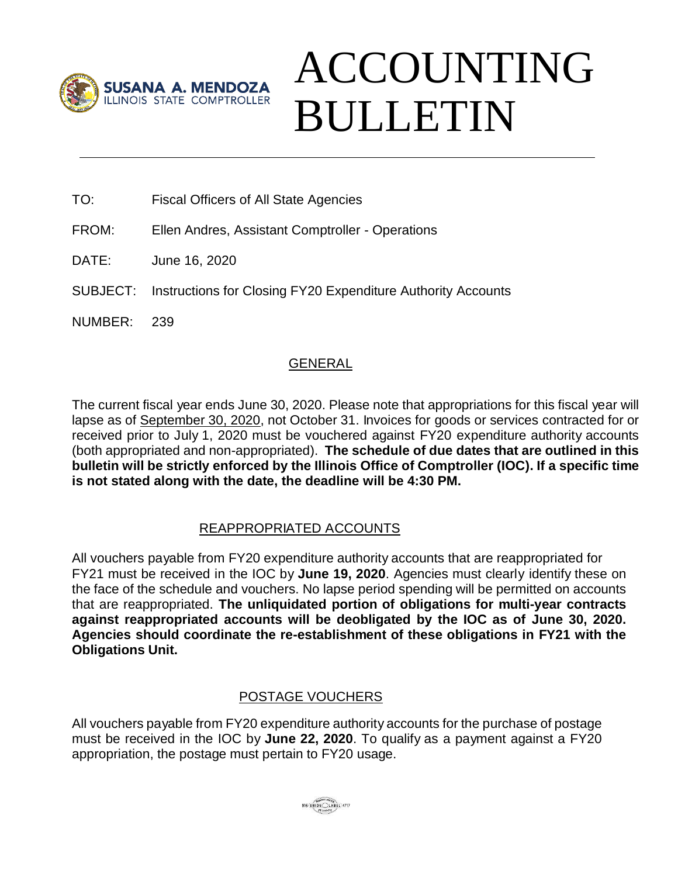SUSANA A. MENDOZA
ILLINOIS STATE COMPTROLLER

# ACCOUNTING BULLETIN

TO: Fiscal Officers of All State Agencies

FROM: Ellen Andres, Assistant Comptroller - Operations

DATE: June 16, 2020

SUBJECT: Instructions for Closing FY20 Expenditure Authority Accounts

NUMBER: 239

## GENERAL

The current fiscal year ends June 30, 2020. Please note that appropriations for this fiscal year will lapse as of September 30, 2020, not October 31. Invoices for goods or services contracted for or received prior to July 1, 2020 must be vouchered against FY20 expenditure authority accounts (both appropriated and non-appropriated). **The schedule of due dates that are outlined in this bulletin will be strictly enforced by the Illinois Office of Comptroller (IOC). If a specific time is not stated along with the date, the deadline will be 4:30 PM.**

## REAPPROPRIATED ACCOUNTS

All vouchers payable from FY20 expenditure authority accounts that are reappropriated for FY21 must be received in the IOC by **June 19, 2020**. Agencies must clearly identify these on the face of the schedule and vouchers. No lapse period spending will be permitted on accounts that are reappropriated. **The unliquidated portion of obligations for multi-year contracts against reappropriated accounts will be deobligated by the IOC as of June 30, 2020. Agencies should coordinate the re-establishment of these obligations in FY21 with the Obligations Unit.**

## POSTAGE VOUCHERS

All vouchers payable from FY20 expenditure authority accounts for the purchase of postage must be received in the IOC by **June 22, 2020**. To qualify as a payment against a FY20 appropriation, the postage must pertain to FY20 usage.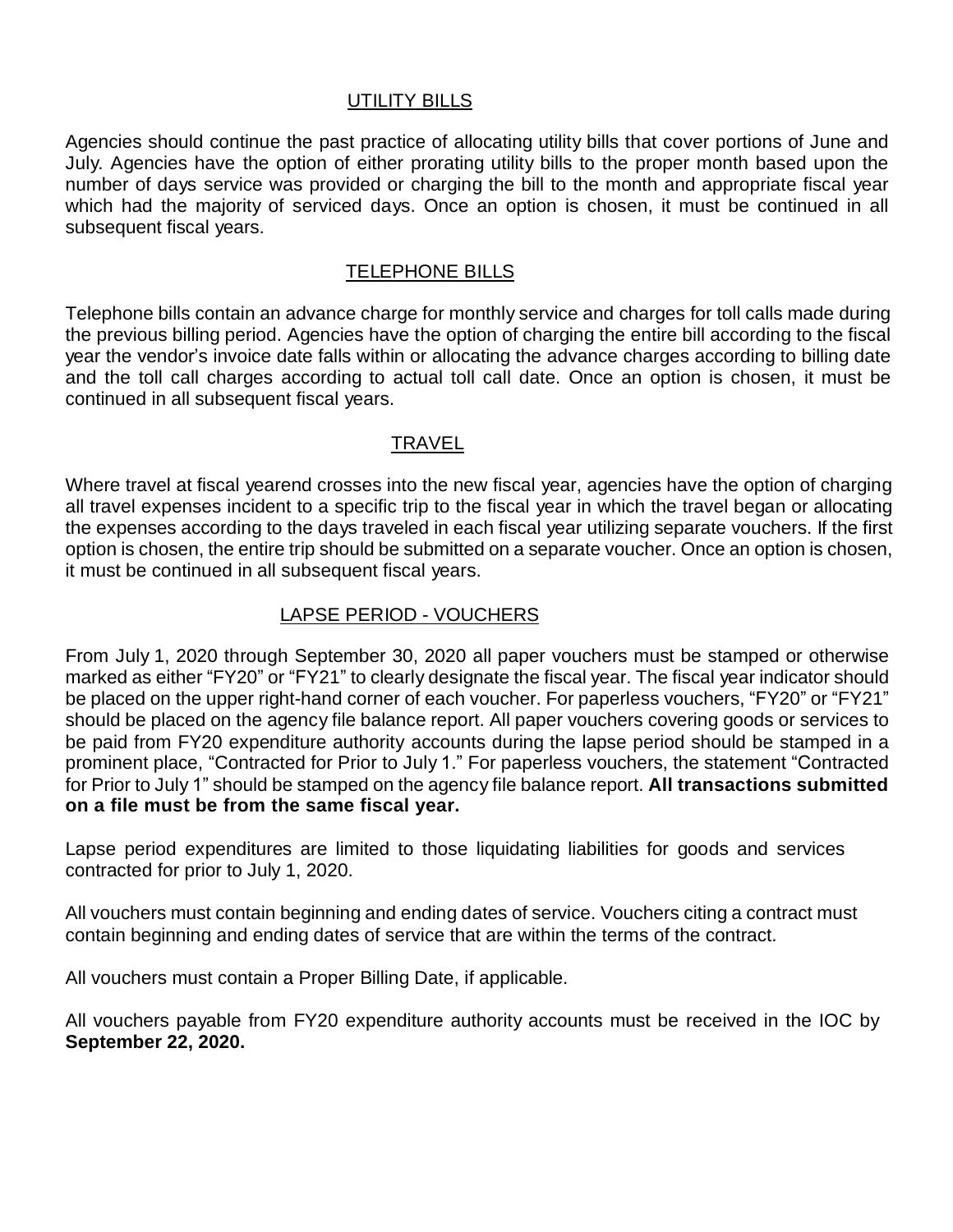## UTILITY BILLS

Agencies should continue the past practice of allocating utility bills that cover portions of June and July. Agencies have the option of either prorating utility bills to the proper month based upon the number of days service was provided or charging the bill to the month and appropriate fiscal year which had the majority of serviced days. Once an option is chosen, it must be continued in all subsequent fiscal years.

## TELEPHONE BILLS

Telephone bills contain an advance charge for monthly service and charges for toll calls made during the previous billing period. Agencies have the option of charging the entire bill according to the fiscal year the vendor's invoice date falls within or allocating the advance charges according to billing date and the toll call charges according to actual toll call date. Once an option is chosen, it must be continued in all subsequent fiscal years.

## TRAVEL

Where travel at fiscal yearend crosses into the new fiscal year, agencies have the option of charging all travel expenses incident to a specific trip to the fiscal year in which the travel began or allocating the expenses according to the days traveled in each fiscal year utilizing separate vouchers. If the first option is chosen, the entire trip should be submitted on a separate voucher. Once an option is chosen, it must be continued in all subsequent fiscal years.

## LAPSE PERIOD - VOUCHERS

From July 1, 2020 through September 30, 2020 all paper vouchers must be stamped or otherwise marked as either "FY20" or "FY21" to clearly designate the fiscal year. The fiscal year indicator should be placed on the upper right-hand corner of each voucher. For paperless vouchers, "FY20" or "FY21" should be placed on the agency file balance report. All paper vouchers covering goods or services to be paid from FY20 expenditure authority accounts during the lapse period should be stamped in a prominent place, "Contracted for Prior to July 1." For paperless vouchers, the statement "Contracted for Prior to July 1" should be stamped on the agency file balance report. **All transactions submitted on a file must be from the same fiscal year.**

Lapse period expenditures are limited to those liquidating liabilities for goods and services contracted for prior to July 1, 2020.

All vouchers must contain beginning and ending dates of service. Vouchers citing a contract must contain beginning and ending dates of service that are within the terms of the contract.

All vouchers must contain a Proper Billing Date, if applicable.

All vouchers payable from FY20 expenditure authority accounts must be received in the IOC by **September 22, 2020.**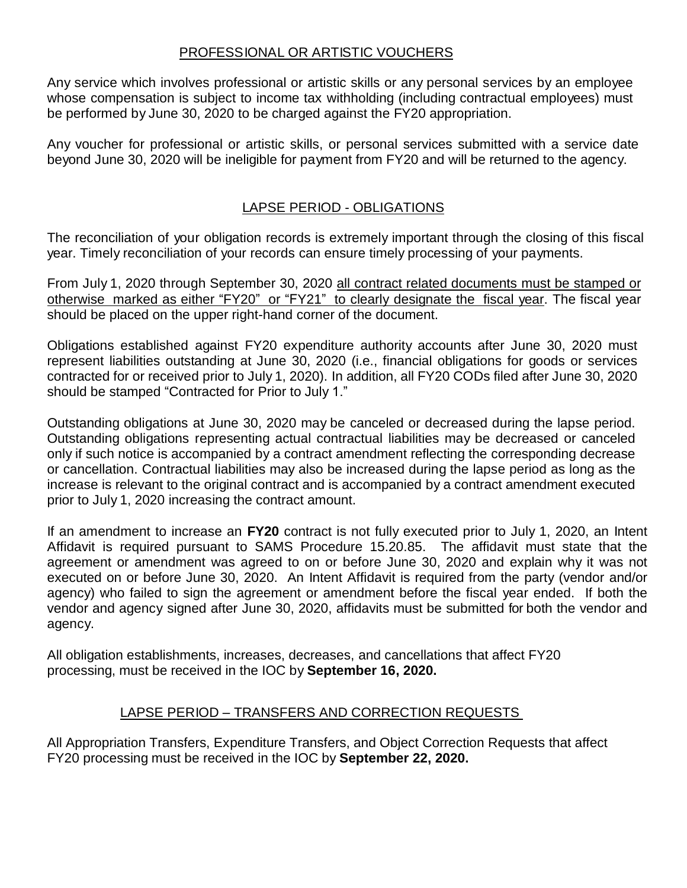## PROFESSIONAL OR ARTISTIC VOUCHERS

Any service which involves professional or artistic skills or any personal services by an employee whose compensation is subject to income tax withholding (including contractual employees) must be performed by June 30, 2020 to be charged against the FY20 appropriation.

Any voucher for professional or artistic skills, or personal services submitted with a service date beyond June 30, 2020 will be ineligible for payment from FY20 and will be returned to the agency.

## LAPSE PERIOD - OBLIGATIONS

The reconciliation of your obligation records is extremely important through the closing of this fiscal year. Timely reconciliation of your records can ensure timely processing of your payments.

From July 1, 2020 through September 30, 2020 all contract related documents must be stamped or otherwise marked as either "FY20" or "FY21" to clearly designate the fiscal year. The fiscal year should be placed on the upper right-hand corner of the document.

Obligations established against FY20 expenditure authority accounts after June 30, 2020 must represent liabilities outstanding at June 30, 2020 (i.e., financial obligations for goods or services contracted for or received prior to July 1, 2020). In addition, all FY20 CODs filed after June 30, 2020 should be stamped "Contracted for Prior to July 1."

Outstanding obligations at June 30, 2020 may be canceled or decreased during the lapse period. Outstanding obligations representing actual contractual liabilities may be decreased or canceled only if such notice is accompanied by a contract amendment reflecting the corresponding decrease or cancellation. Contractual liabilities may also be increased during the lapse period as long as the increase is relevant to the original contract and is accompanied by a contract amendment executed prior to July 1, 2020 increasing the contract amount.

If an amendment to increase an **FY20** contract is not fully executed prior to July 1, 2020, an Intent Affidavit is required pursuant to SAMS Procedure 15.20.85. The affidavit must state that the agreement or amendment was agreed to on or before June 30, 2020 and explain why it was not executed on or before June 30, 2020. An Intent Affidavit is required from the party (vendor and/or agency) who failed to sign the agreement or amendment before the fiscal year ended. If both the vendor and agency signed after June 30, 2020, affidavits must be submitted for both the vendor and agency.

All obligation establishments, increases, decreases, and cancellations that affect FY20 processing, must be received in the IOC by **September 16, 2020.**

## LAPSE PERIOD – TRANSFERS AND CORRECTION REQUESTS

All Appropriation Transfers, Expenditure Transfers, and Object Correction Requests that affect FY20 processing must be received in the IOC by **September 22, 2020.**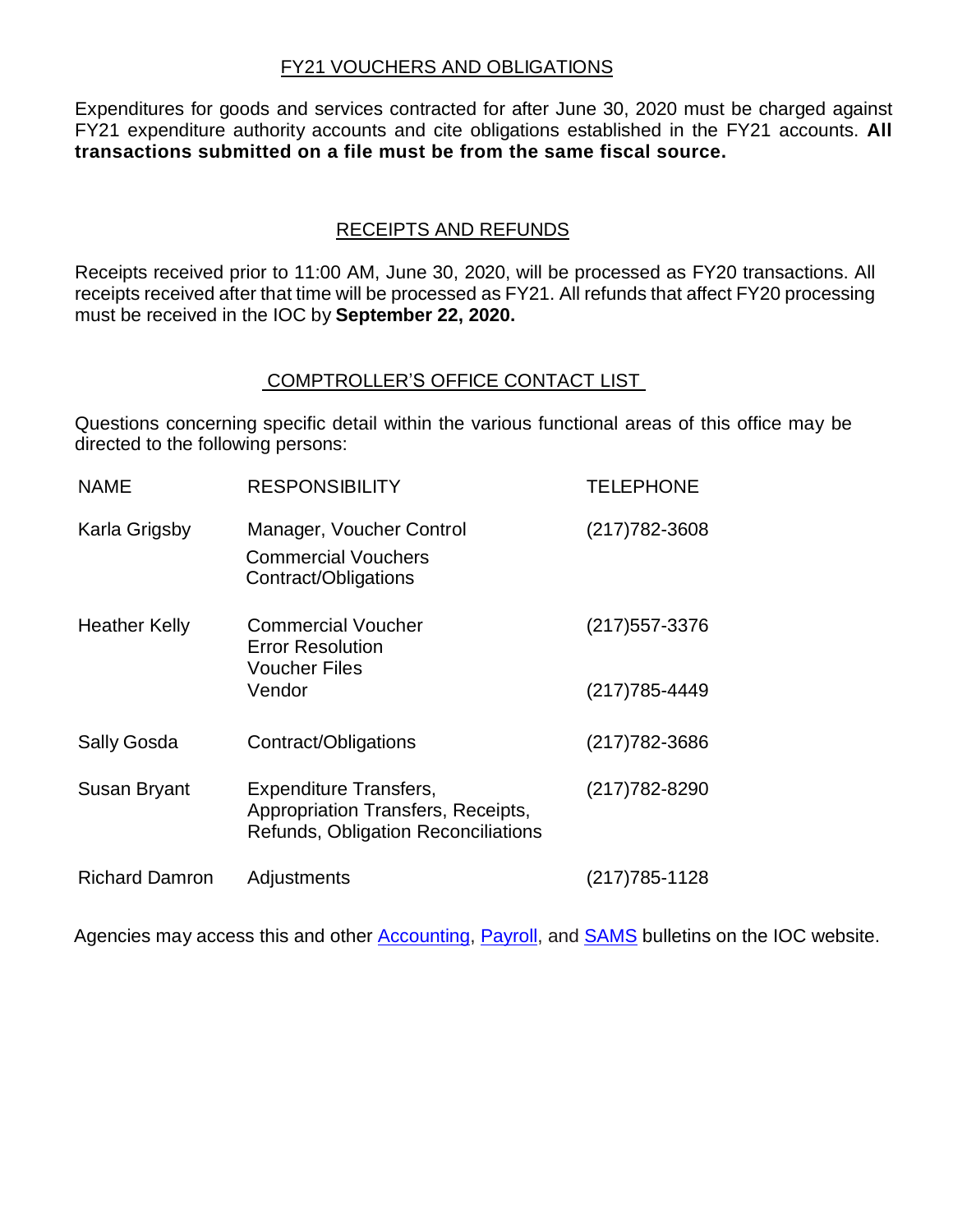## FY21 VOUCHERS AND OBLIGATIONS

Expenditures for goods and services contracted for after June 30, 2020 must be charged against FY21 expenditure authority accounts and cite obligations established in the FY21 accounts. **All transactions submitted on a file must be from the same fiscal source.**

## RECEIPTS AND REFUNDS

Receipts received prior to 11:00 AM, June 30, 2020, will be processed as FY20 transactions. All receipts received after that time will be processed as FY21. All refunds that affect FY20 processing must be received in the IOC by **September 22, 2020.**

## COMPTROLLER'S OFFICE CONTACT LIST

Questions concerning specific detail within the various functional areas of this office may be directed to the following persons:

| NAME | RESPONSIBILITY | TELEPHONE |
|---|---|---|
| Karla Grigsby | Manager, Voucher Control<br>Commercial Vouchers<br>Contract/Obligations | (217)782-3608 |
| Heather Kelly | Commercial Voucher<br>Error Resolution<br>Voucher Files | (217)557-3376 |
| | Vendor | (217)785-4449 |
| Sally Gosda | Contract/Obligations | (217)782-3686 |
| Susan Bryant | Expenditure Transfers,<br>Appropriation Transfers, Receipts,<br>Refunds, Obligation Reconciliations | (217)782-8290 |
| Richard Damron | Adjustments | (217)785-1128 |

Agencies may access this and other Accounting, Payroll, and SAMS bulletins on the IOC website.